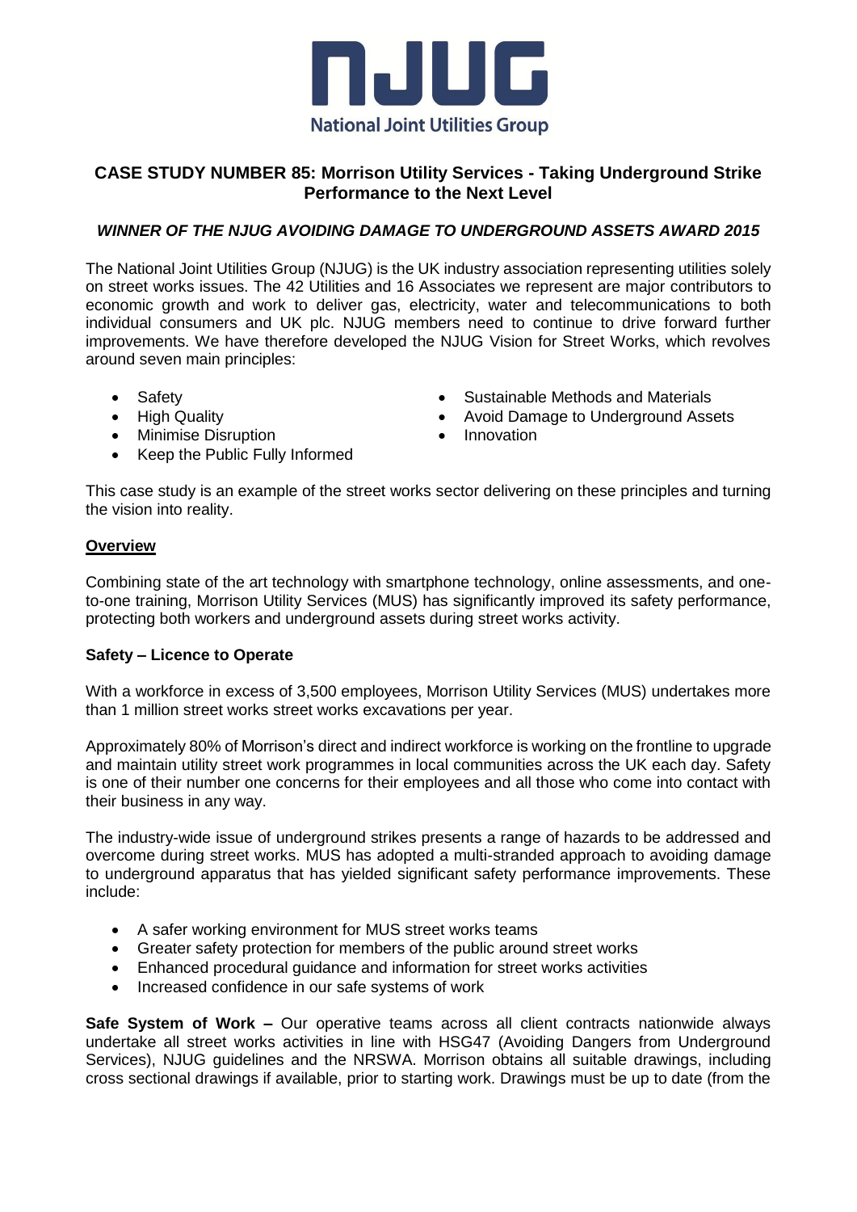# CASE STUDY NUMBER 85: Morrison Utility Services - Taking Underground Strike Performance to the Next Level

### *WINNER OF THE NJUG AVOIDING DAMAGE TO UNDERGROUND ASSETS AWARD 2015*

The National Joint Utilities Group (NJUG) is the UK industry association representing utilities solely on street works issues. The 42 Utilities and 16 Associates we represent are major contributors to economic growth and work to deliver gas, electricity, water and telecommunications to both individual consumers and UK plc. NJUG members need to continue to drive forward further improvements. We have therefore developed the NJUG Vision for Street Works, which revolves around seven main principles:

- Safety
- High Quality
- Minimise Disruption
- Keep the Public Fully Informed
- Sustainable Methods and Materials
- Avoid Damage to Underground Assets
- Innovation

This case study is an example of the street works sector delivering on these principles and turning the vision into reality.

## Overview

Combining state of the art technology with smartphone technology, online assessments, and one-to-one training, Morrison Utility Services (MUS) has significantly improved its safety performance, protecting both workers and underground assets during street works activity.

### Safety – Licence to Operate

With a workforce in excess of 3,500 employees, Morrison Utility Services (MUS) undertakes more than 1 million street works street works excavations per year.

Approximately 80% of Morrison's direct and indirect workforce is working on the frontline to upgrade and maintain utility street work programmes in local communities across the UK each day. Safety is one of their number one concerns for their employees and all those who come into contact with their business in any way.

The industry-wide issue of underground strikes presents a range of hazards to be addressed and overcome during street works. MUS has adopted a multi-stranded approach to avoiding damage to underground apparatus that has yielded significant safety performance improvements. These include:

- A safer working environment for MUS street works teams
- Greater safety protection for members of the public around street works
- Enhanced procedural guidance and information for street works activities
- Increased confidence in our safe systems of work

**Safe System of Work –** Our operative teams across all client contracts nationwide always undertake all street works activities in line with HSG47 (Avoiding Dangers from Underground Services), NJUG guidelines and the NRSWA. Morrison obtains all suitable drawings, including cross sectional drawings if available, prior to starting work. Drawings must be up to date (from the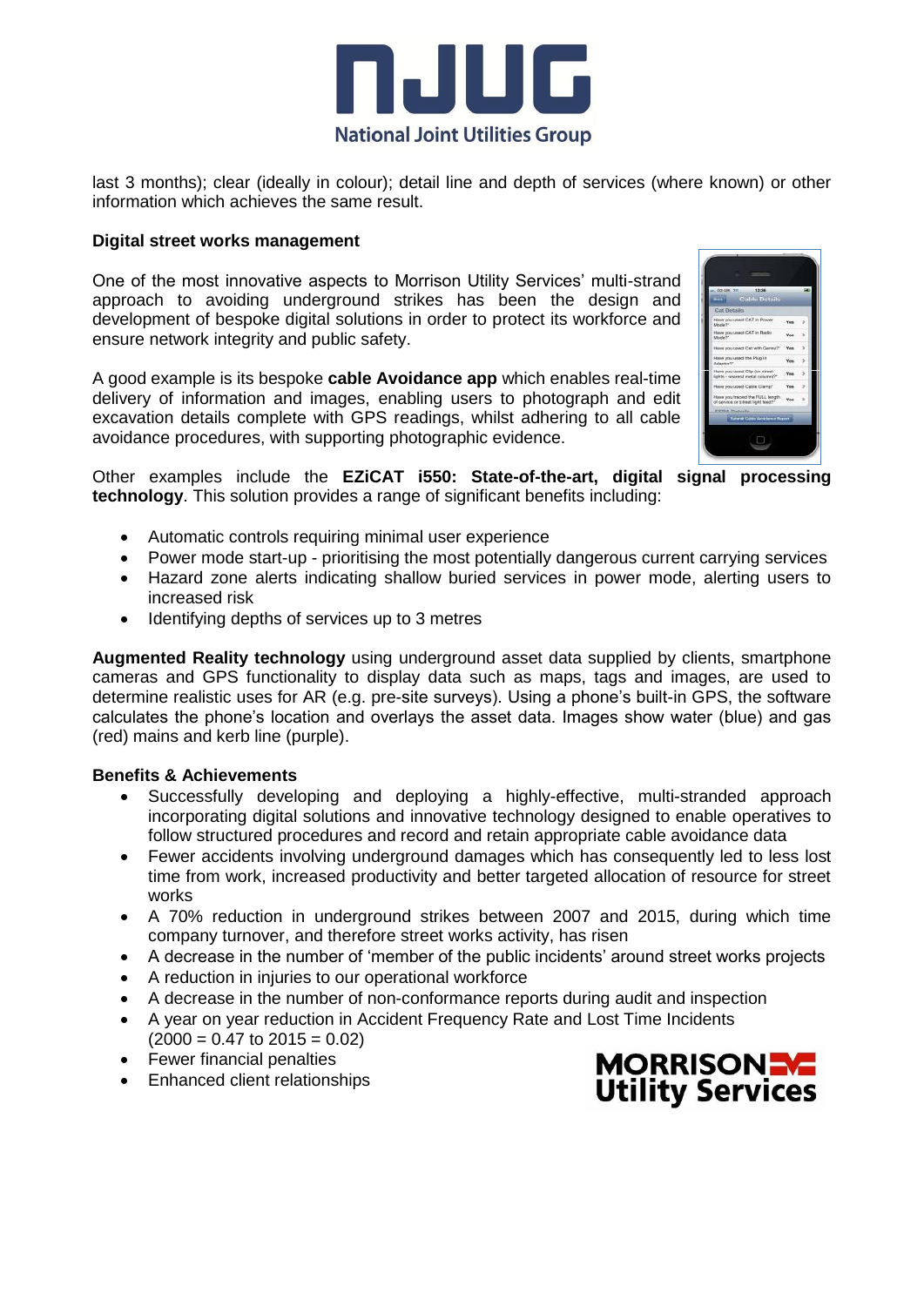last 3 months); clear (ideally in colour); detail line and depth of services (where known) or other information which achieves the same result.

**Digital street works management**

One of the most innovative aspects to Morrison Utility Services' multi-strand approach to avoiding underground strikes has been the design and development of bespoke digital solutions in order to protect its workforce and ensure network integrity and public safety.

A good example is its bespoke **cable Avoidance app** which enables real-time delivery of information and images, enabling users to photograph and edit excavation details complete with GPS readings, whilst adhering to all cable avoidance procedures, with supporting photographic evidence.

Other examples include the **EZiCAT i550: State-of-the-art, digital signal processing technology**. This solution provides a range of significant benefits including:

- Automatic controls requiring minimal user experience
- Power mode start-up - prioritising the most potentially dangerous current carrying services
- Hazard zone alerts indicating shallow buried services in power mode, alerting users to increased risk
- Identifying depths of services up to 3 metres

**Augmented Reality technology** using underground asset data supplied by clients, smartphone cameras and GPS functionality to display data such as maps, tags and images, are used to determine realistic uses for AR (e.g. pre-site surveys). Using a phone's built-in GPS, the software calculates the phone's location and overlays the asset data. Images show water (blue) and gas (red) mains and kerb line (purple).

**Benefits & Achievements**

- Successfully developing and deploying a highly-effective, multi-stranded approach incorporating digital solutions and innovative technology designed to enable operatives to follow structured procedures and record and retain appropriate cable avoidance data
- Fewer accidents involving underground damages which has consequently led to less lost time from work, increased productivity and better targeted allocation of resource for street works
- A 70% reduction in underground strikes between 2007 and 2015, during which time company turnover, and therefore street works activity, has risen
- A decrease in the number of 'member of the public incidents' around street works projects
- A reduction in injuries to our operational workforce
- A decrease in the number of non-conformance reports during audit and inspection
- A year on year reduction in Accident Frequency Rate and Lost Time Incidents (2000 = 0.47 to 2015 = 0.02)
- Fewer financial penalties
- Enhanced client relationships